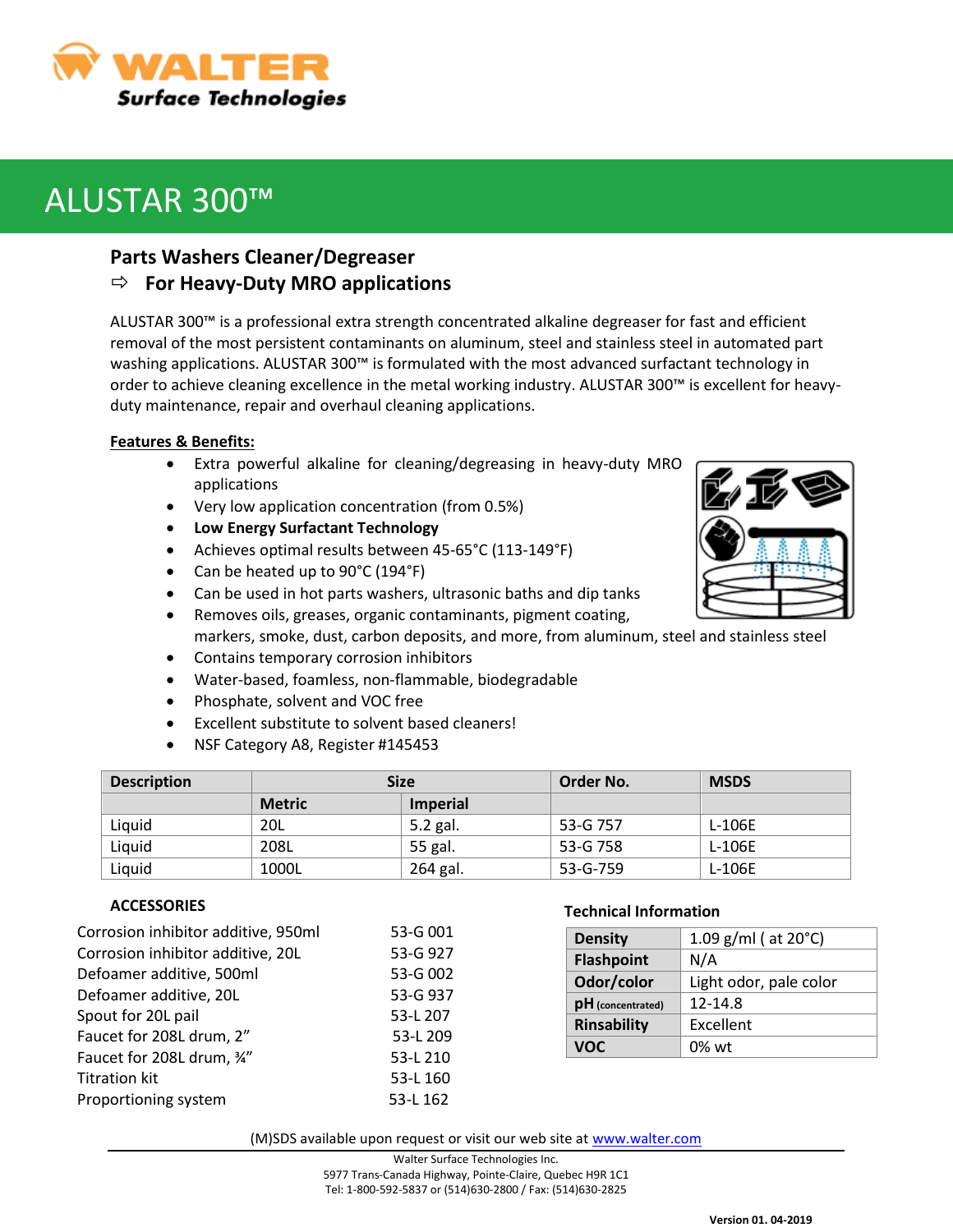# ALUSTAR 300™

## Parts Washers Cleaner/Degreaser

### ⇨ For Heavy-Duty MRO applications

ALUSTAR 300™ is a professional extra strength concentrated alkaline degreaser for fast and efficient removal of the most persistent contaminants on aluminum, steel and stainless steel in automated part washing applications. ALUSTAR 300™ is formulated with the most advanced surfactant technology in order to achieve cleaning excellence in the metal working industry. ALUSTAR 300™ is excellent for heavy-duty maintenance, repair and overhaul cleaning applications.

**Features & Benefits:**

- Extra powerful alkaline for cleaning/degreasing in heavy-duty MRO applications
- Very low application concentration (from 0.5%)
- **Low Energy Surfactant Technology**
- Achieves optimal results between 45-65°C (113-149°F)
- Can be heated up to 90°C (194°F)
- Can be used in hot parts washers, ultrasonic baths and dip tanks
- Removes oils, greases, organic contaminants, pigment coating, markers, smoke, dust, carbon deposits, and more, from aluminum, steel and stainless steel
- Contains temporary corrosion inhibitors
- Water-based, foamless, non-flammable, biodegradable
- Phosphate, solvent and VOC free
- Excellent substitute to solvent based cleaners!
- NSF Category A8, Register #145453

| Description | Size | | Order No. | MSDS |
|---|---|---|---|---|
| | Metric | Imperial | | |
| Liquid | 20L | 5.2 gal. | 53-G 757 | L-106E |
| Liquid | 208L | 55 gal. | 53-G 758 | L-106E |
| Liquid | 1000L | 264 gal. | 53-G-759 | L-106E |

**ACCESSORIES**

| | |
|---|---|
| Corrosion inhibitor additive, 950ml | 53-G 001 |
| Corrosion inhibitor additive, 20L | 53-G 927 |
| Defoamer additive, 500ml | 53-G 002 |
| Defoamer additive, 20L | 53-G 937 |
| Spout for 20L pail | 53-L 207 |
| Faucet for 208L drum, 2” | 53-L 209 |
| Faucet for 208L drum, ¾” | 53-L 210 |
| Titration kit | 53-L 160 |
| Proportioning system | 53-L 162 |

**Technical Information**

| | |
|---|---|
| **Density** | 1.09 g/ml ( at 20°C) |
| **Flashpoint** | N/A |
| **Odor/color** | Light odor, pale color |
| **pH** (concentrated) | 12-14.8 |
| **Rinsability** | Excellent |
| **VOC** | 0% wt |

(M)SDS available upon request or visit our web site at www.walter.com

Walter Surface Technologies Inc.
5977 Trans-Canada Highway, Pointe-Claire, Quebec H9R 1C1
Tel: 1-800-592-5837 or (514)630-2800 / Fax: (514)630-2825

**Version 01. 04-2019**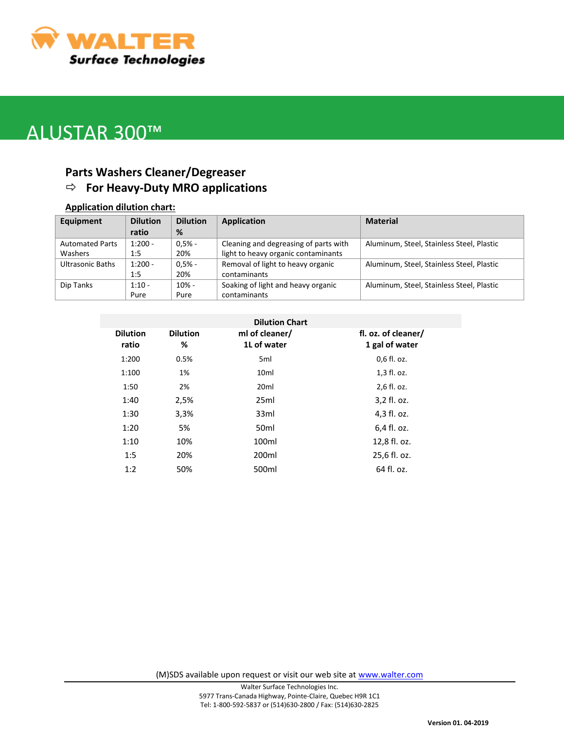# ALUSTAR 300™

## Parts Washers Cleaner/Degreaser

### ⇨ For Heavy-Duty MRO applications

**Application dilution chart:**

| Equipment | Dilution ratio | Dilution % | Application | Material |
|---|---|---|---|---|
| Automated Parts Washers | 1:200 - 1:5 | 0,5% - 20% | Cleaning and degreasing of parts with light to heavy organic contaminants | Aluminum, Steel, Stainless Steel, Plastic |
| Ultrasonic Baths | 1:200 - 1:5 | 0,5% - 20% | Removal of light to heavy organic contaminants | Aluminum, Steel, Stainless Steel, Plastic |
| Dip Tanks | 1:10 - Pure | 10% - Pure | Soaking of light and heavy organic contaminants | Aluminum, Steel, Stainless Steel, Plastic |

**Dilution Chart**

| Dilution ratio | Dilution % | ml of cleaner/ 1L of water | fl. oz. of cleaner/ 1 gal of water |
|---|---|---|---|
| 1:200 | 0.5% | 5ml | 0,6 fl. oz. |
| 1:100 | 1% | 10ml | 1,3 fl. oz. |
| 1:50 | 2% | 20ml | 2,6 fl. oz. |
| 1:40 | 2,5% | 25ml | 3,2 fl. oz. |
| 1:30 | 3,3% | 33ml | 4,3 fl. oz. |
| 1:20 | 5% | 50ml | 6,4 fl. oz. |
| 1:10 | 10% | 100ml | 12,8 fl. oz. |
| 1:5 | 20% | 200ml | 25,6 fl. oz. |
| 1:2 | 50% | 500ml | 64 fl. oz. |

(M)SDS available upon request or visit our web site at www.walter.com

Walter Surface Technologies Inc.
5977 Trans-Canada Highway, Pointe-Claire, Quebec H9R 1C1
Tel: 1-800-592-5837 or (514)630-2800 / Fax: (514)630-2825

**Version 01. 04-2019**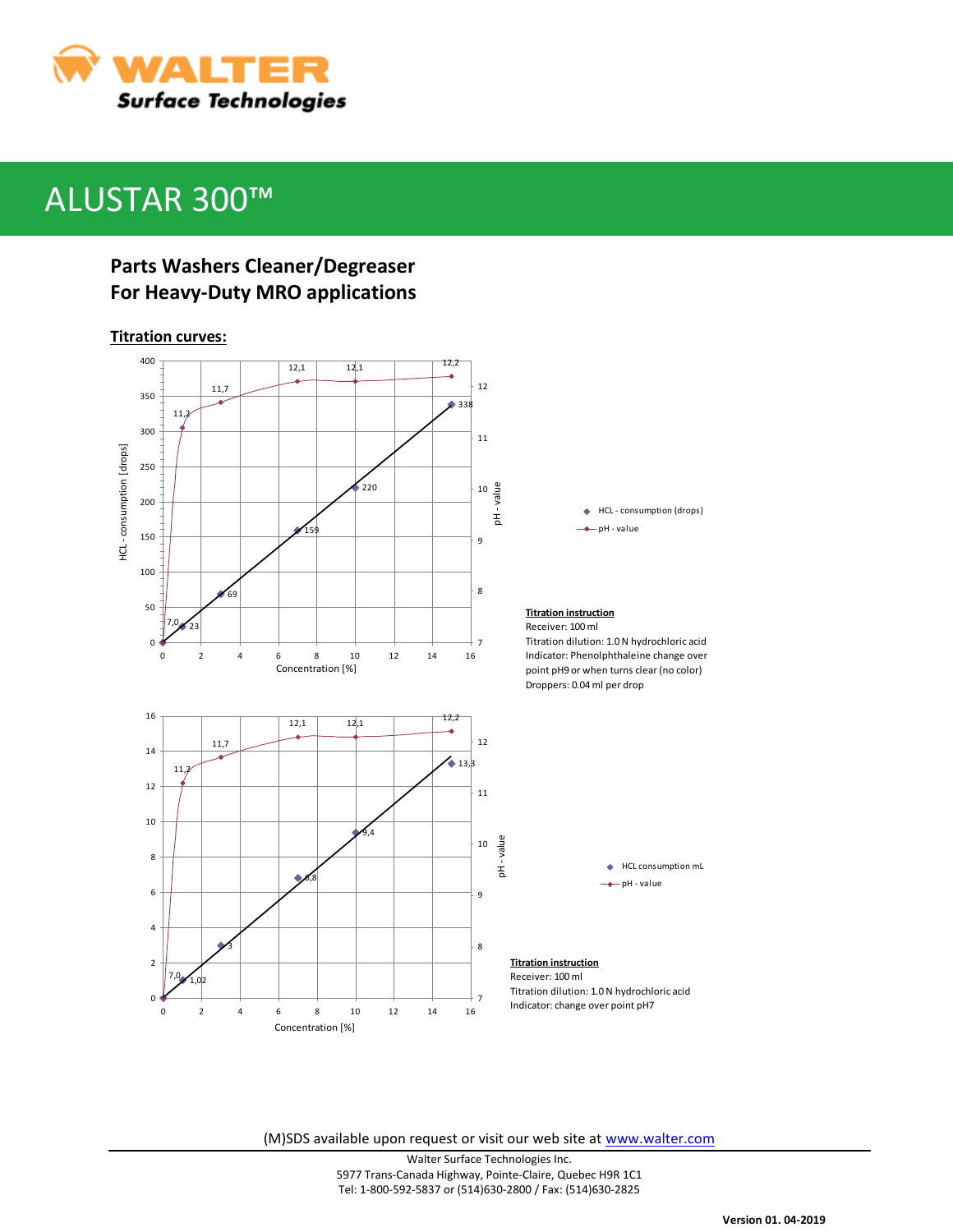# ALUSTAR 300™

## Parts Washers Cleaner/Degreaser
## For Heavy-Duty MRO applications

**Titration curves:**

HCL - consumption [drops]
400
350
300
250
200
150
100
50
0
0 2 4 6 8 10 12 14 16
Concentration [%]
pH - value
12
11
10
9
8
7
7,0 11,2 11,7 12,1 12,1 12,2
23 69 159 220 338

◆ HCL - consumption (drops)
—◆— pH - value

**Titration instruction**
Receiver: 100 ml
Titration dilution: 1.0 N hydrochloric acid
Indicator: Phenolphthaleine change over point pH9 or when turns clear (no color)
Droppers: 0.04 ml per drop

16
14
12
10
8
6
4
2
0
0 2 4 6 8 10 12 14 16
Concentration [%]
pH - value
12
11
10
9
8
7
7,0 11,2 11,7 12,1 12,1 12,2
1,02 3 6,8 9,4 13,3

◆ HCL consumption mL
—◆— pH - value

**Titration instruction**
Receiver: 100 ml
Titration dilution: 1.0 N hydrochloric acid
Indicator: change over point pH7

(M)SDS available upon request or visit our web site at www.walter.com

Walter Surface Technologies Inc.
5977 Trans-Canada Highway, Pointe-Claire, Quebec H9R 1C1
Tel: 1-800-592-5837 or (514)630-2800 / Fax: (514)630-2825

**Version 01. 04-2019**